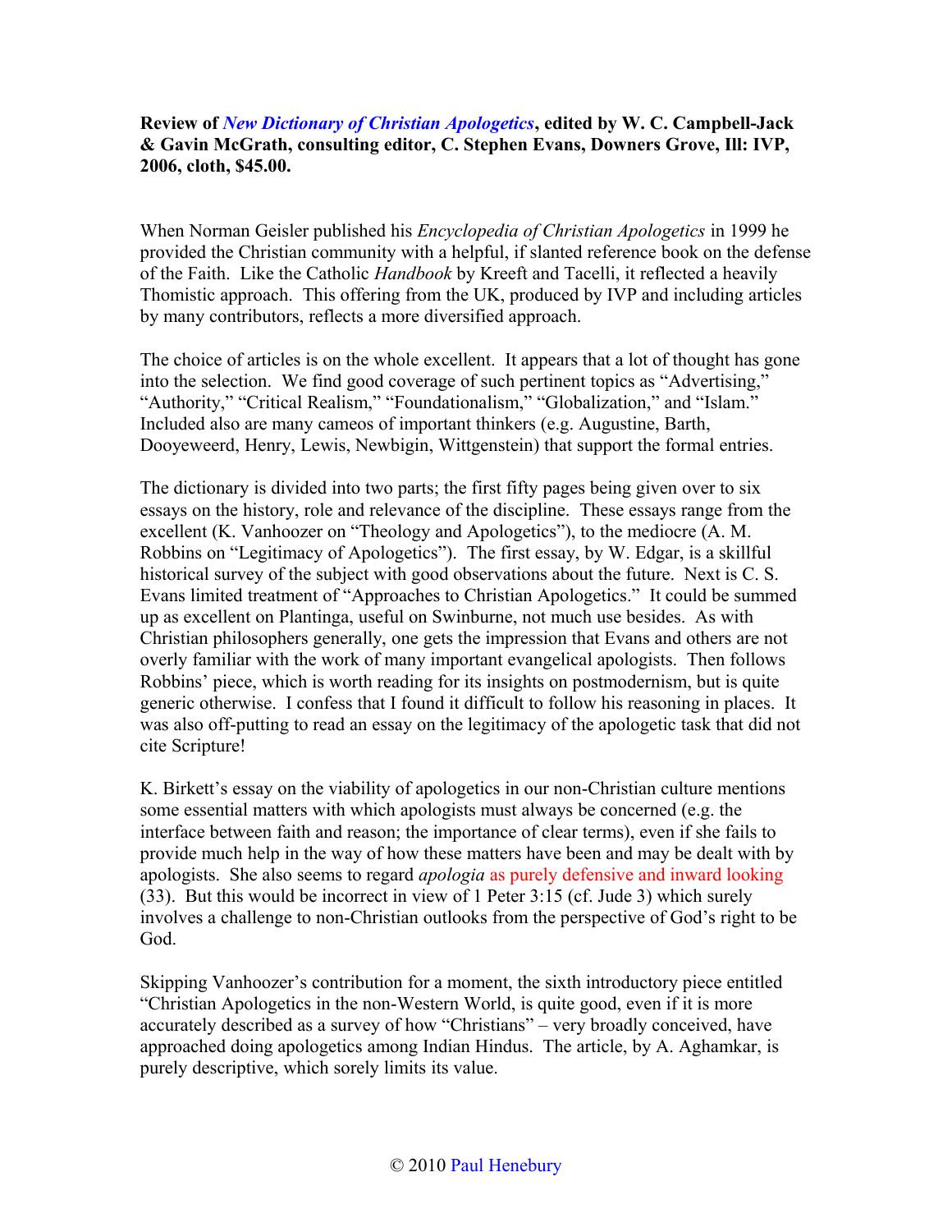**Review of *New Dictionary of Christian Apologetics*, edited by W. C. Campbell-Jack & Gavin McGrath, consulting editor, C. Stephen Evans, Downers Grove, Ill: IVP, 2006, cloth, $45.00.**

When Norman Geisler published his *Encyclopedia of Christian Apologetics* in 1999 he provided the Christian community with a helpful, if slanted reference book on the defense of the Faith. Like the Catholic *Handbook* by Kreeft and Tacelli, it reflected a heavily Thomistic approach. This offering from the UK, produced by IVP and including articles by many contributors, reflects a more diversified approach.

The choice of articles is on the whole excellent. It appears that a lot of thought has gone into the selection. We find good coverage of such pertinent topics as "Advertising," "Authority," "Critical Realism," "Foundationalism," "Globalization," and "Islam." Included also are many cameos of important thinkers (e.g. Augustine, Barth, Dooyeweerd, Henry, Lewis, Newbigin, Wittgenstein) that support the formal entries.

The dictionary is divided into two parts; the first fifty pages being given over to six essays on the history, role and relevance of the discipline. These essays range from the excellent (K. Vanhoozer on "Theology and Apologetics"), to the mediocre (A. M. Robbins on "Legitimacy of Apologetics"). The first essay, by W. Edgar, is a skillful historical survey of the subject with good observations about the future. Next is C. S. Evans limited treatment of "Approaches to Christian Apologetics." It could be summed up as excellent on Plantinga, useful on Swinburne, not much use besides. As with Christian philosophers generally, one gets the impression that Evans and others are not overly familiar with the work of many important evangelical apologists. Then follows Robbins' piece, which is worth reading for its insights on postmodernism, but is quite generic otherwise. I confess that I found it difficult to follow his reasoning in places. It was also off-putting to read an essay on the legitimacy of the apologetic task that did not cite Scripture!

K. Birkett's essay on the viability of apologetics in our non-Christian culture mentions some essential matters with which apologists must always be concerned (e.g. the interface between faith and reason; the importance of clear terms), even if she fails to provide much help in the way of how these matters have been and may be dealt with by apologists. She also seems to regard *apologia* as purely defensive and inward looking (33). But this would be incorrect in view of 1 Peter 3:15 (cf. Jude 3) which surely involves a challenge to non-Christian outlooks from the perspective of God's right to be God.

Skipping Vanhoozer's contribution for a moment, the sixth introductory piece entitled "Christian Apologetics in the non-Western World, is quite good, even if it is more accurately described as a survey of how "Christians" – very broadly conceived, have approached doing apologetics among Indian Hindus. The article, by A. Aghamkar, is purely descriptive, which sorely limits its value.

© 2010 Paul Henebury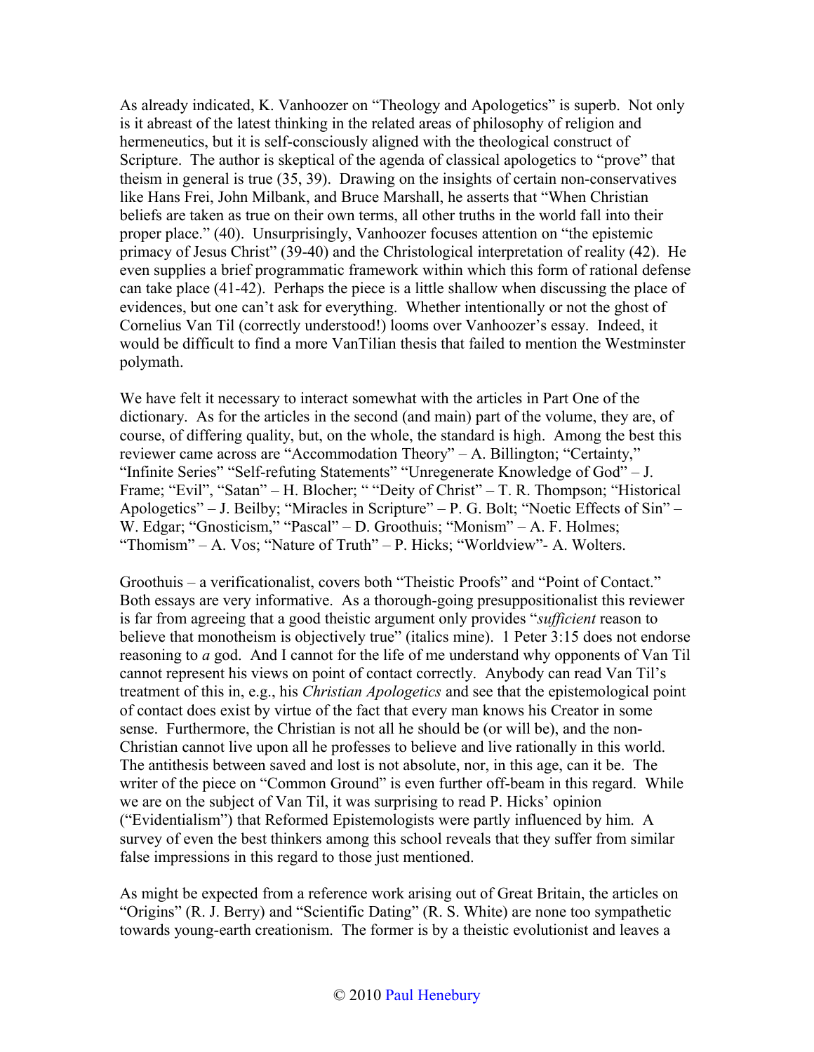As already indicated, K. Vanhoozer on "Theology and Apologetics" is superb. Not only is it abreast of the latest thinking in the related areas of philosophy of religion and hermeneutics, but it is self-consciously aligned with the theological construct of Scripture. The author is skeptical of the agenda of classical apologetics to "prove" that theism in general is true (35, 39). Drawing on the insights of certain non-conservatives like Hans Frei, John Milbank, and Bruce Marshall, he asserts that "When Christian beliefs are taken as true on their own terms, all other truths in the world fall into their proper place." (40). Unsurprisingly, Vanhoozer focuses attention on "the epistemic primacy of Jesus Christ" (39-40) and the Christological interpretation of reality (42). He even supplies a brief programmatic framework within which this form of rational defense can take place (41-42). Perhaps the piece is a little shallow when discussing the place of evidences, but one can't ask for everything. Whether intentionally or not the ghost of Cornelius Van Til (correctly understood!) looms over Vanhoozer's essay. Indeed, it would be difficult to find a more VanTilian thesis that failed to mention the Westminster polymath.

We have felt it necessary to interact somewhat with the articles in Part One of the dictionary. As for the articles in the second (and main) part of the volume, they are, of course, of differing quality, but, on the whole, the standard is high. Among the best this reviewer came across are "Accommodation Theory" – A. Billington; "Certainty," "Infinite Series" "Self-refuting Statements" "Unregenerate Knowledge of God" – J. Frame; "Evil", "Satan" – H. Blocher; " "Deity of Christ" – T. R. Thompson; "Historical Apologetics" – J. Beilby; "Miracles in Scripture" – P. G. Bolt; "Noetic Effects of Sin" – W. Edgar; "Gnosticism," "Pascal" – D. Groothuis; "Monism" – A. F. Holmes; "Thomism" – A. Vos; "Nature of Truth" – P. Hicks; "Worldview"- A. Wolters.

Groothuis – a verificationalist, covers both "Theistic Proofs" and "Point of Contact." Both essays are very informative. As a thorough-going presuppositionalist this reviewer is far from agreeing that a good theistic argument only provides "*sufficient* reason to believe that monotheism is objectively true" (italics mine). 1 Peter 3:15 does not endorse reasoning to *a* god. And I cannot for the life of me understand why opponents of Van Til cannot represent his views on point of contact correctly. Anybody can read Van Til's treatment of this in, e.g., his *Christian Apologetics* and see that the epistemological point of contact does exist by virtue of the fact that every man knows his Creator in some sense. Furthermore, the Christian is not all he should be (or will be), and the non-Christian cannot live upon all he professes to believe and live rationally in this world. The antithesis between saved and lost is not absolute, nor, in this age, can it be. The writer of the piece on "Common Ground" is even further off-beam in this regard. While we are on the subject of Van Til, it was surprising to read P. Hicks' opinion ("Evidentialism") that Reformed Epistemologists were partly influenced by him. A survey of even the best thinkers among this school reveals that they suffer from similar false impressions in this regard to those just mentioned.

As might be expected from a reference work arising out of Great Britain, the articles on "Origins" (R. J. Berry) and "Scientific Dating" (R. S. White) are none too sympathetic towards young-earth creationism. The former is by a theistic evolutionist and leaves a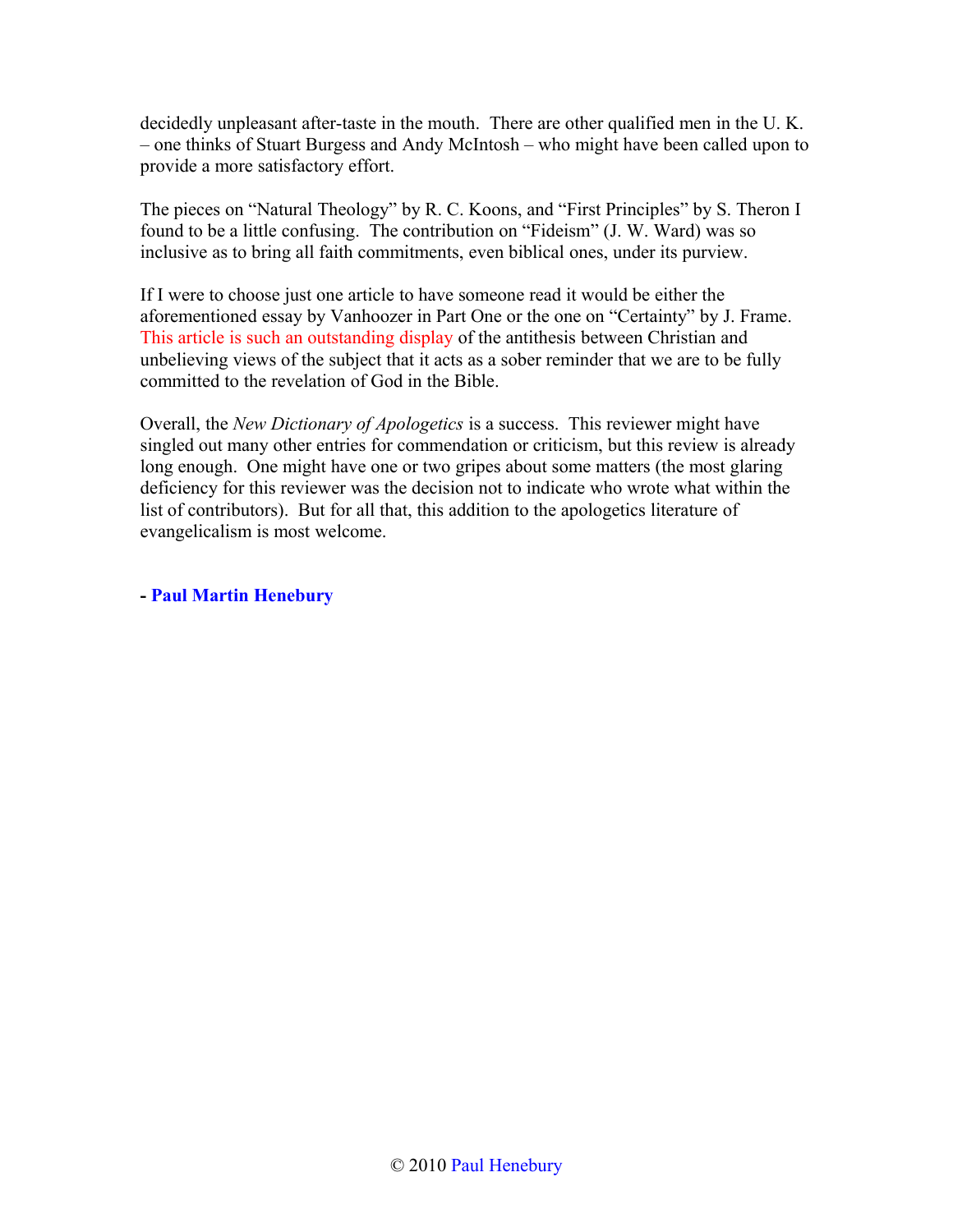decidedly unpleasant after-taste in the mouth. There are other qualified men in the U. K. – one thinks of Stuart Burgess and Andy McIntosh – who might have been called upon to provide a more satisfactory effort.

The pieces on "Natural Theology" by R. C. Koons, and "First Principles" by S. Theron I found to be a little confusing. The contribution on "Fideism" (J. W. Ward) was so inclusive as to bring all faith commitments, even biblical ones, under its purview.

If I were to choose just one article to have someone read it would be either the aforementioned essay by Vanhoozer in Part One or the one on "Certainty" by J. Frame. This article is such an outstanding display of the antithesis between Christian and unbelieving views of the subject that it acts as a sober reminder that we are to be fully committed to the revelation of God in the Bible.

Overall, the *New Dictionary of Apologetics* is a success. This reviewer might have singled out many other entries for commendation or criticism, but this review is already long enough. One might have one or two gripes about some matters (the most glaring deficiency for this reviewer was the decision not to indicate who wrote what within the list of contributors). But for all that, this addition to the apologetics literature of evangelicalism is most welcome.

**- Paul Martin Henebury**

© 2010 Paul Henebury